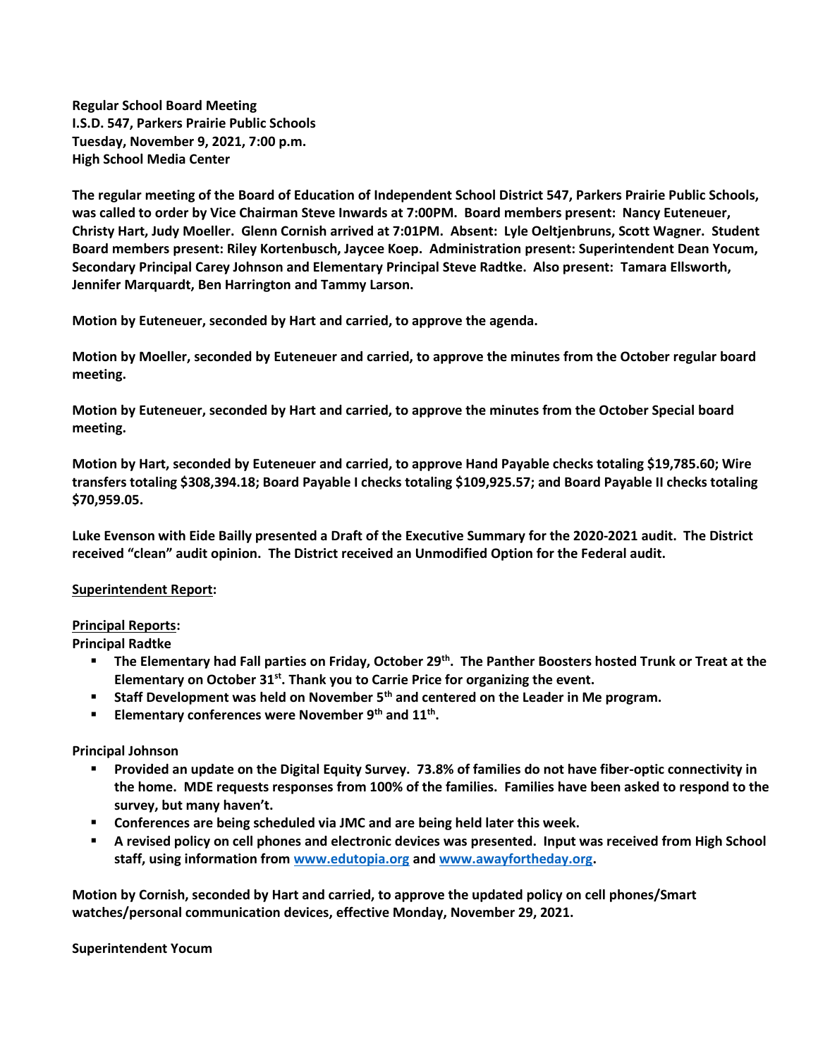**Regular School Board Meeting**
**I.S.D. 547, Parkers Prairie Public Schools**
**Tuesday, November 9, 2021, 7:00 p.m.**
**High School Media Center**

**The regular meeting of the Board of Education of Independent School District 547, Parkers Prairie Public Schools, was called to order by Vice Chairman Steve Inwards at 7:00PM. Board members present: Nancy Euteneuer, Christy Hart, Judy Moeller. Glenn Cornish arrived at 7:01PM. Absent: Lyle Oeltjenbruns, Scott Wagner. Student Board members present: Riley Kortenbusch, Jaycee Koep. Administration present: Superintendent Dean Yocum, Secondary Principal Carey Johnson and Elementary Principal Steve Radtke. Also present: Tamara Ellsworth, Jennifer Marquardt, Ben Harrington and Tammy Larson.**

**Motion by Euteneuer, seconded by Hart and carried, to approve the agenda.**

**Motion by Moeller, seconded by Euteneuer and carried, to approve the minutes from the October regular board meeting.**

**Motion by Euteneuer, seconded by Hart and carried, to approve the minutes from the October Special board meeting.**

**Motion by Hart, seconded by Euteneuer and carried, to approve Hand Payable checks totaling $19,785.60; Wire transfers totaling $308,394.18; Board Payable I checks totaling $109,925.57; and Board Payable II checks totaling $70,959.05.**

**Luke Evenson with Eide Bailly presented a Draft of the Executive Summary for the 2020-2021 audit. The District received "clean" audit opinion. The District received an Unmodified Option for the Federal audit.**

**Superintendent Report:**

**Principal Reports:**

**Principal Radtke**

- **The Elementary had Fall parties on Friday, October 29th. The Panther Boosters hosted Trunk or Treat at the Elementary on October 31st. Thank you to Carrie Price for organizing the event.**
- **Staff Development was held on November 5th and centered on the Leader in Me program.**
- **Elementary conferences were November 9th and 11th.**

**Principal Johnson**

- **Provided an update on the Digital Equity Survey. 73.8% of families do not have fiber-optic connectivity in the home. MDE requests responses from 100% of the families. Families have been asked to respond to the survey, but many haven't.**
- **Conferences are being scheduled via JMC and are being held later this week.**
- **A revised policy on cell phones and electronic devices was presented. Input was received from High School staff, using information from www.edutopia.org and www.awayfortheday.org.**

**Motion by Cornish, seconded by Hart and carried, to approve the updated policy on cell phones/Smart watches/personal communication devices, effective Monday, November 29, 2021.**

**Superintendent Yocum**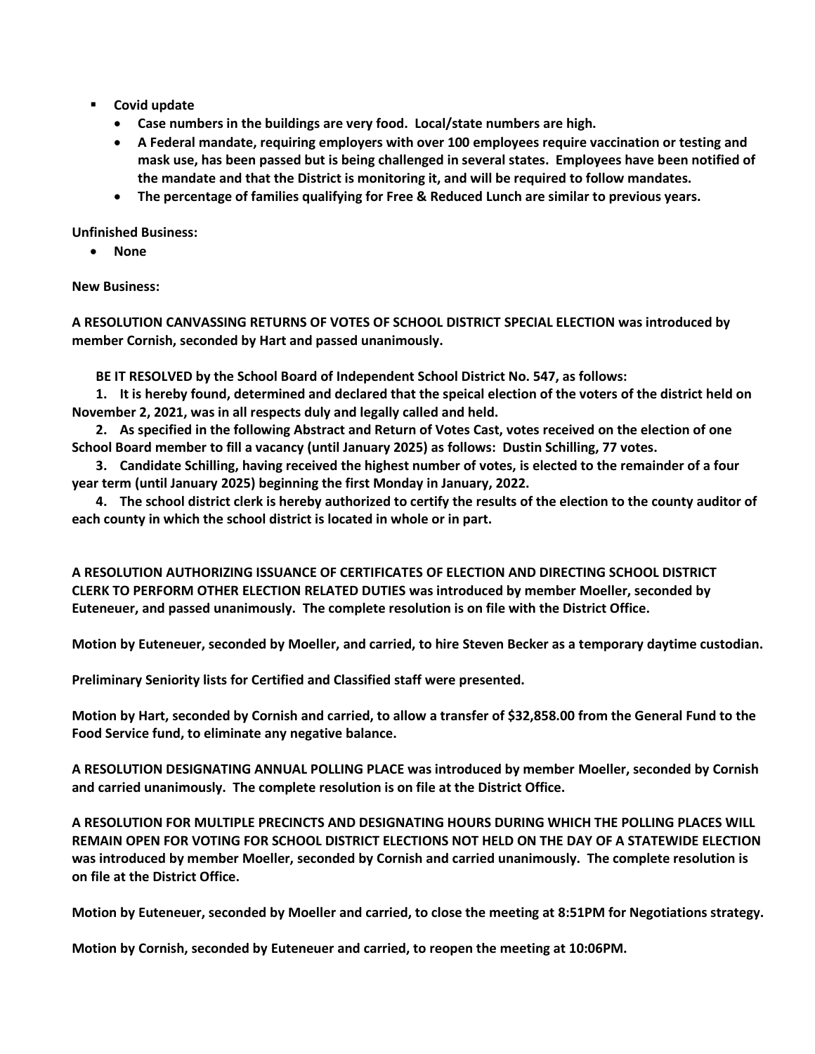- **Covid update**
  - **Case numbers in the buildings are very food. Local/state numbers are high.**
  - **A Federal mandate, requiring employers with over 100 employees require vaccination or testing and mask use, has been passed but is being challenged in several states. Employees have been notified of the mandate and that the District is monitoring it, and will be required to follow mandates.**
  - **The percentage of families qualifying for Free & Reduced Lunch are similar to previous years.**

**Unfinished Business:**

- **None**

**New Business:**

**A RESOLUTION CANVASSING RETURNS OF VOTES OF SCHOOL DISTRICT SPECIAL ELECTION was introduced by member Cornish, seconded by Hart and passed unanimously.**

**BE IT RESOLVED by the School Board of Independent School District No. 547, as follows:**

**1. It is hereby found, determined and declared that the speical election of the voters of the district held on November 2, 2021, was in all respects duly and legally called and held.**

**2. As specified in the following Abstract and Return of Votes Cast, votes received on the election of one School Board member to fill a vacancy (until January 2025) as follows: Dustin Schilling, 77 votes.**

**3. Candidate Schilling, having received the highest number of votes, is elected to the remainder of a four year term (until January 2025) beginning the first Monday in January, 2022.**

**4. The school district clerk is hereby authorized to certify the results of the election to the county auditor of each county in which the school district is located in whole or in part.**

**A RESOLUTION AUTHORIZING ISSUANCE OF CERTIFICATES OF ELECTION AND DIRECTING SCHOOL DISTRICT CLERK TO PERFORM OTHER ELECTION RELATED DUTIES was introduced by member Moeller, seconded by Euteneuer, and passed unanimously. The complete resolution is on file with the District Office.**

**Motion by Euteneuer, seconded by Moeller, and carried, to hire Steven Becker as a temporary daytime custodian.**

**Preliminary Seniority lists for Certified and Classified staff were presented.**

**Motion by Hart, seconded by Cornish and carried, to allow a transfer of $32,858.00 from the General Fund to the Food Service fund, to eliminate any negative balance.**

**A RESOLUTION DESIGNATING ANNUAL POLLING PLACE was introduced by member Moeller, seconded by Cornish and carried unanimously. The complete resolution is on file at the District Office.**

**A RESOLUTION FOR MULTIPLE PRECINCTS AND DESIGNATING HOURS DURING WHICH THE POLLING PLACES WILL REMAIN OPEN FOR VOTING FOR SCHOOL DISTRICT ELECTIONS NOT HELD ON THE DAY OF A STATEWIDE ELECTION was introduced by member Moeller, seconded by Cornish and carried unanimously. The complete resolution is on file at the District Office.**

**Motion by Euteneuer, seconded by Moeller and carried, to close the meeting at 8:51PM for Negotiations strategy.**

**Motion by Cornish, seconded by Euteneuer and carried, to reopen the meeting at 10:06PM.**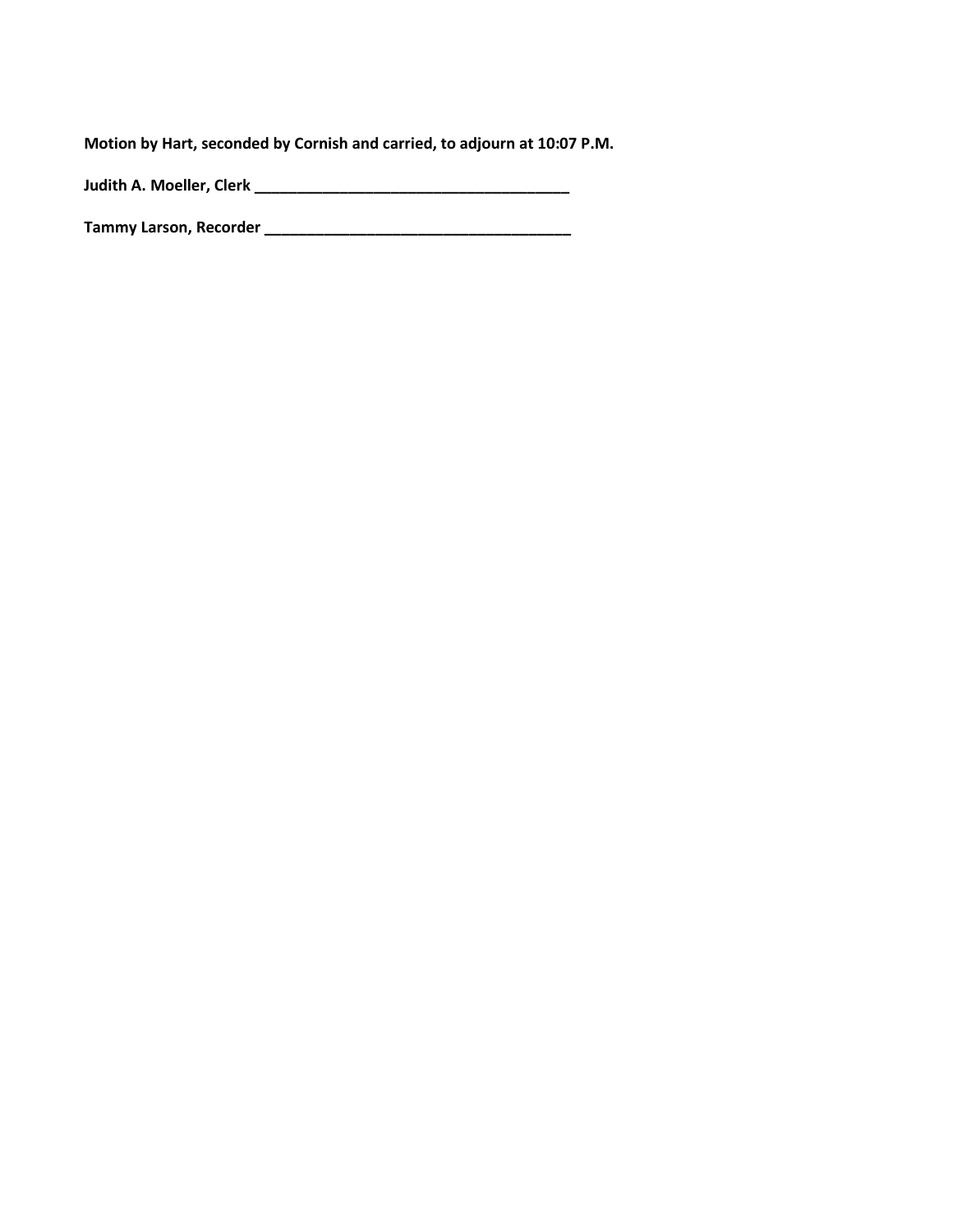**Motion by Hart, seconded by Cornish and carried, to adjourn at 10:07 P.M.**

**Judith A. Moeller, Clerk ____________________________________**

**Tammy Larson, Recorder ___________________________________**